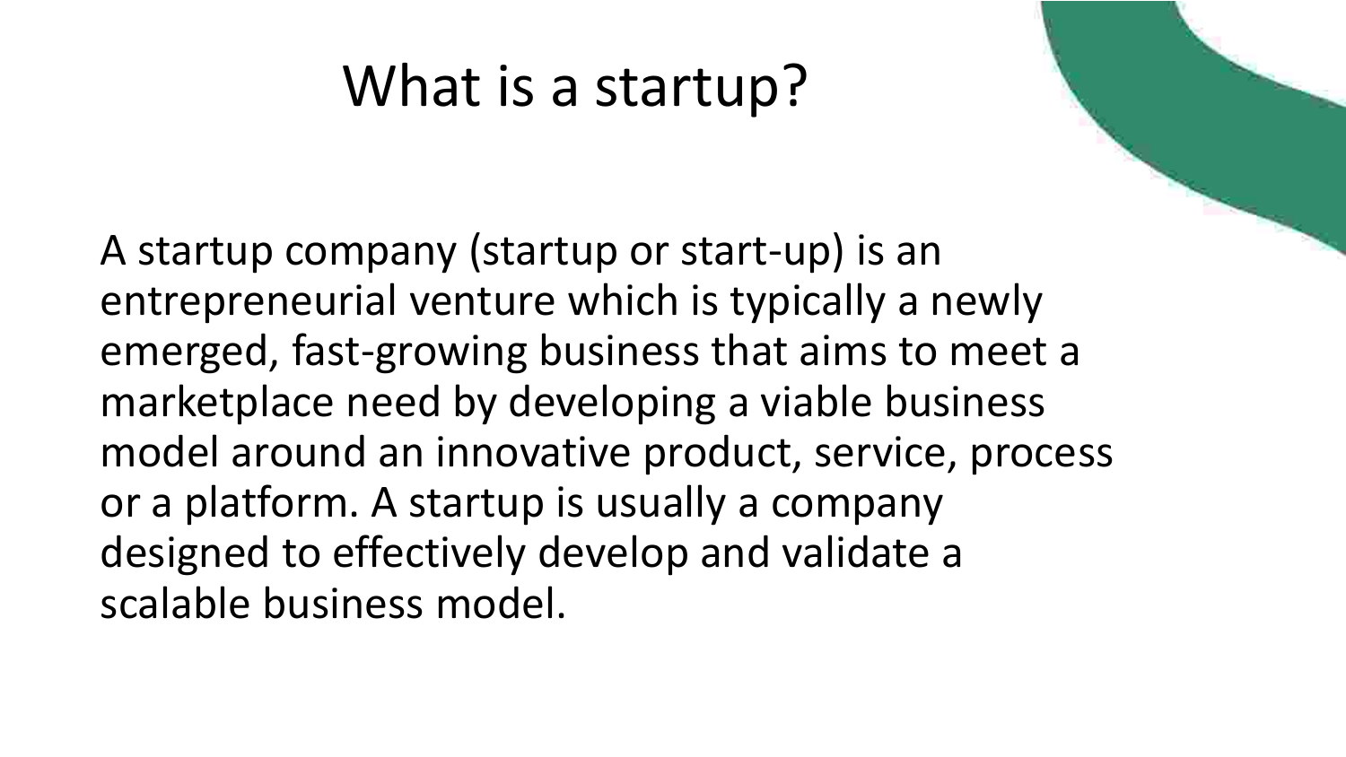# What is a startup?

A startup company (startup or start-up) is an entrepreneurial venture which is typically a newly emerged, fast-growing business that aims to meet a marketplace need by developing a viable business model around an innovative product, service, process or a platform. A startup is usually a company designed to effectively develop and validate a scalable business model.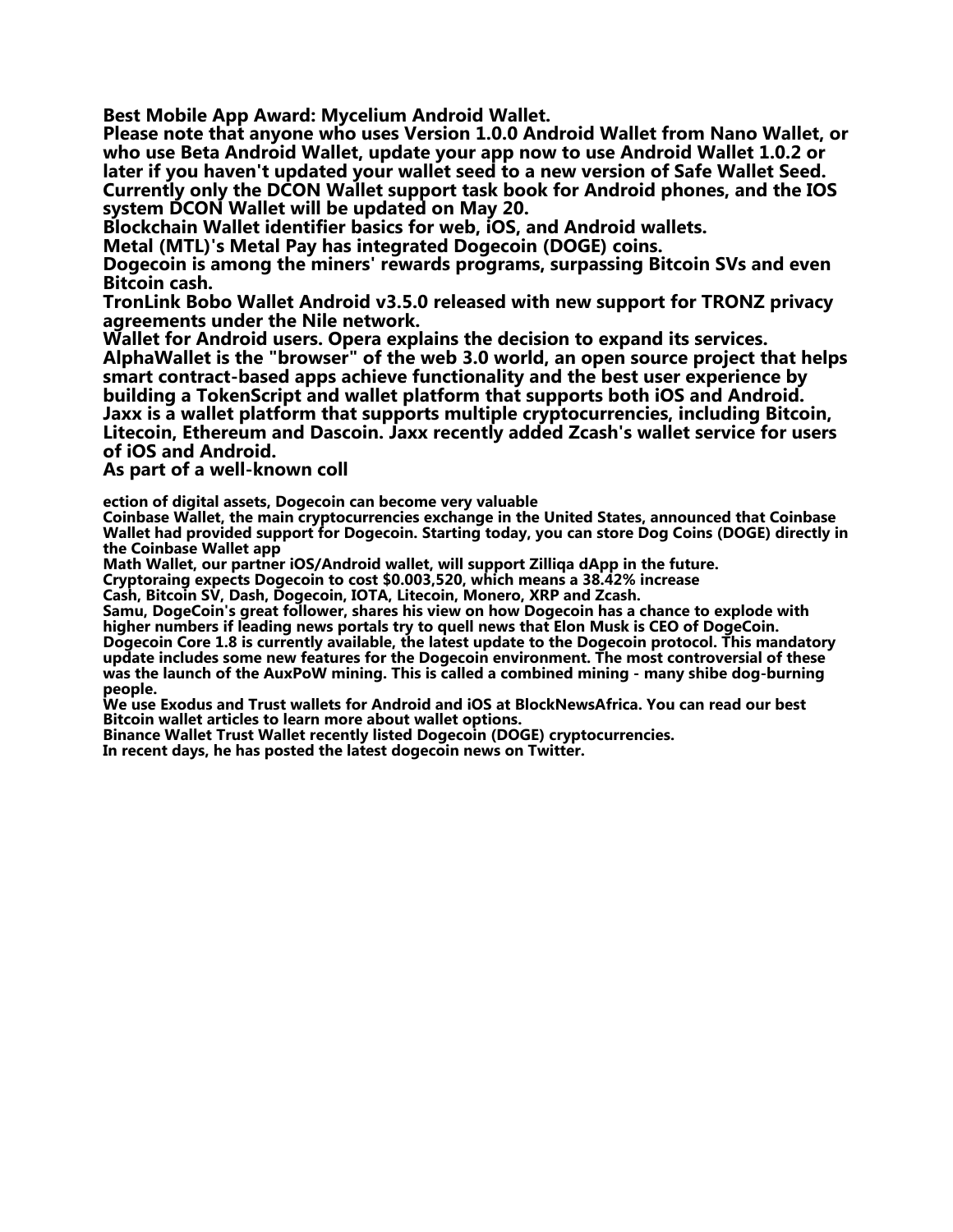**Best Mobile App Award: Mycelium Android Wallet.**
**Please note that anyone who uses Version 1.0.0 Android Wallet from Nano Wallet, or who use Beta Android Wallet, update your app now to use Android Wallet 1.0.2 or later if you haven't updated your wallet seed to a new version of Safe Wallet Seed.**
**Currently only the DCON Wallet support task book for Android phones, and the IOS system DCON Wallet will be updated on May 20.**
**Blockchain Wallet identifier basics for web, iOS, and Android wallets.**
**Metal (MTL)'s Metal Pay has integrated Dogecoin (DOGE) coins.**
**Dogecoin is among the miners' rewards programs, surpassing Bitcoin SVs and even Bitcoin cash.**
**TronLink Bobo Wallet Android v3.5.0 released with new support for TRONZ privacy agreements under the Nile network.**
**Wallet for Android users. Opera explains the decision to expand its services.**
**AlphaWallet is the "browser" of the web 3.0 world, an open source project that helps smart contract-based apps achieve functionality and the best user experience by building a TokenScript and wallet platform that supports both iOS and Android.**
**Jaxx is a wallet platform that supports multiple cryptocurrencies, including Bitcoin, Litecoin, Ethereum and Dascoin. Jaxx recently added Zcash's wallet service for users of iOS and Android.**
**As part of a well-known coll**

**ection of digital assets, Dogecoin can become very valuable**
**Coinbase Wallet, the main cryptocurrencies exchange in the United States, announced that Coinbase Wallet had provided support for Dogecoin. Starting today, you can store Dog Coins (DOGE) directly in the Coinbase Wallet app**
**Math Wallet, our partner iOS/Android wallet, will support Zilliqa dApp in the future.**
**Cryptoraing expects Dogecoin to cost $0.003,520, which means a 38.42% increase**
**Cash, Bitcoin SV, Dash, Dogecoin, IOTA, Litecoin, Monero, XRP and Zcash.**
**Samu, DogeCoin's great follower, shares his view on how Dogecoin has a chance to explode with higher numbers if leading news portals try to quell news that Elon Musk is CEO of DogeCoin.**
**Dogecoin Core 1.8 is currently available, the latest update to the Dogecoin protocol. This mandatory update includes some new features for the Dogecoin environment. The most controversial of these was the launch of the AuxPoW mining. This is called a combined mining - many shibe dog-burning people.**
**We use Exodus and Trust wallets for Android and iOS at BlockNewsAfrica. You can read our best Bitcoin wallet articles to learn more about wallet options.**
**Binance Wallet Trust Wallet recently listed Dogecoin (DOGE) cryptocurrencies.**
**In recent days, he has posted the latest dogecoin news on Twitter.**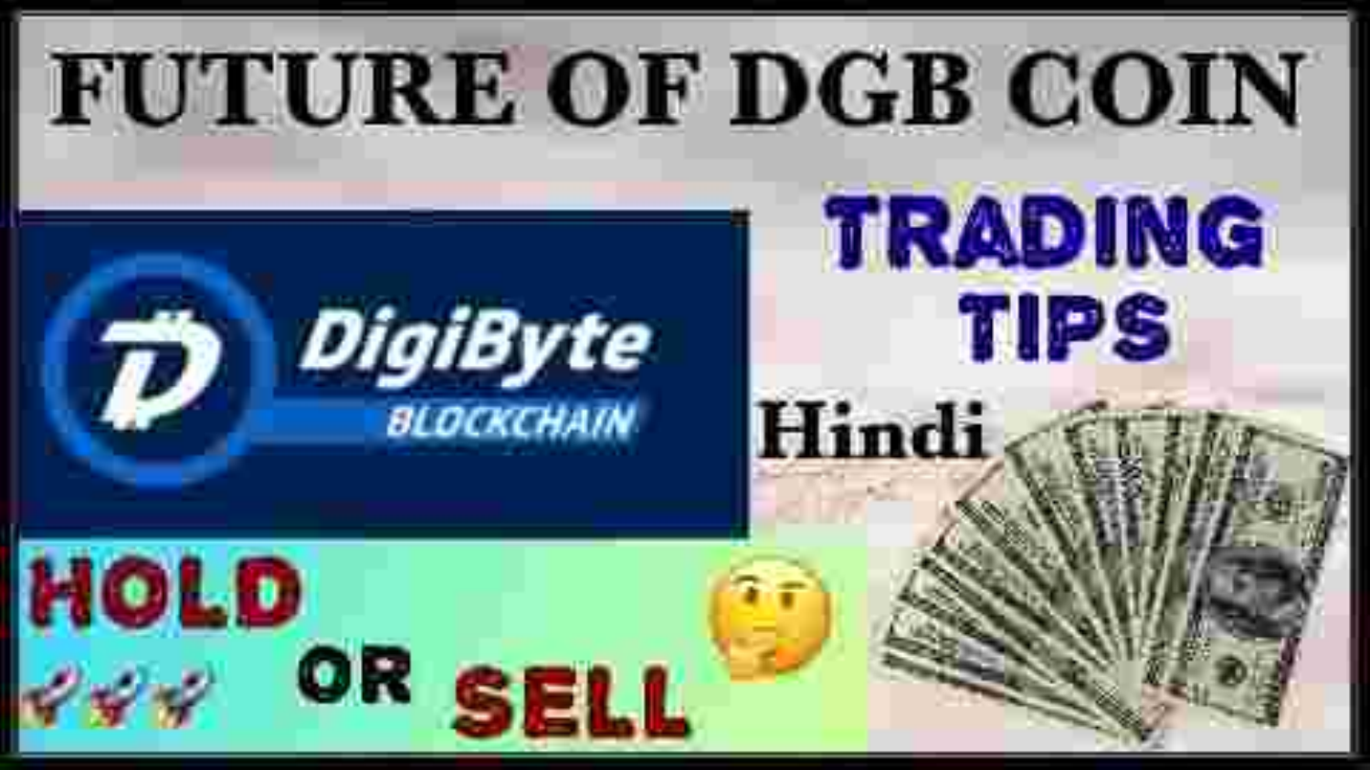# FUTURE OF DGB COIN

DigiByte BLOCKCHAIN

TRADING TIPS

Hindi

HOLD OR SELL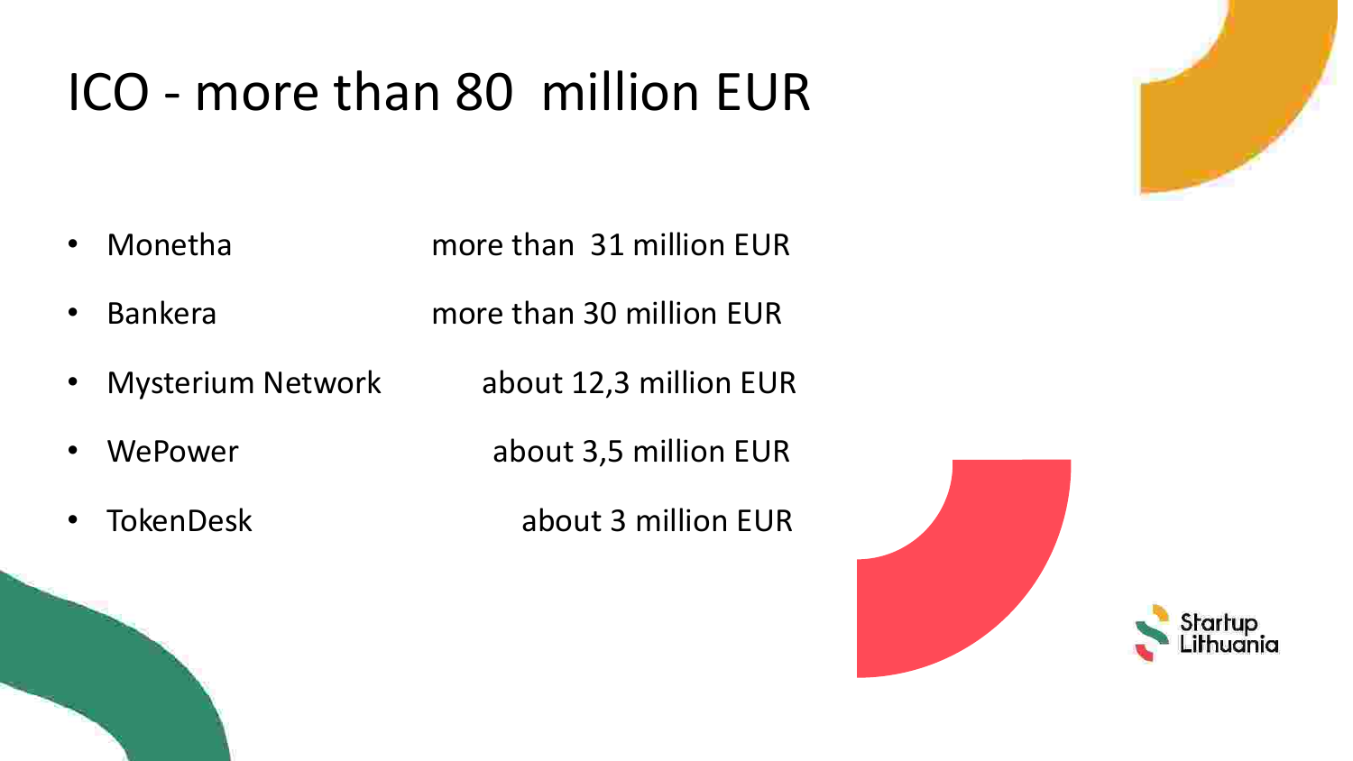# ICO - more than 80 million EUR

- Monetha more than 31 million EUR
- Bankera more than 30 million EUR
- Mysterium Network about 12,3 million EUR
- WePower about 3,5 million EUR
- TokenDesk about 3 million EUR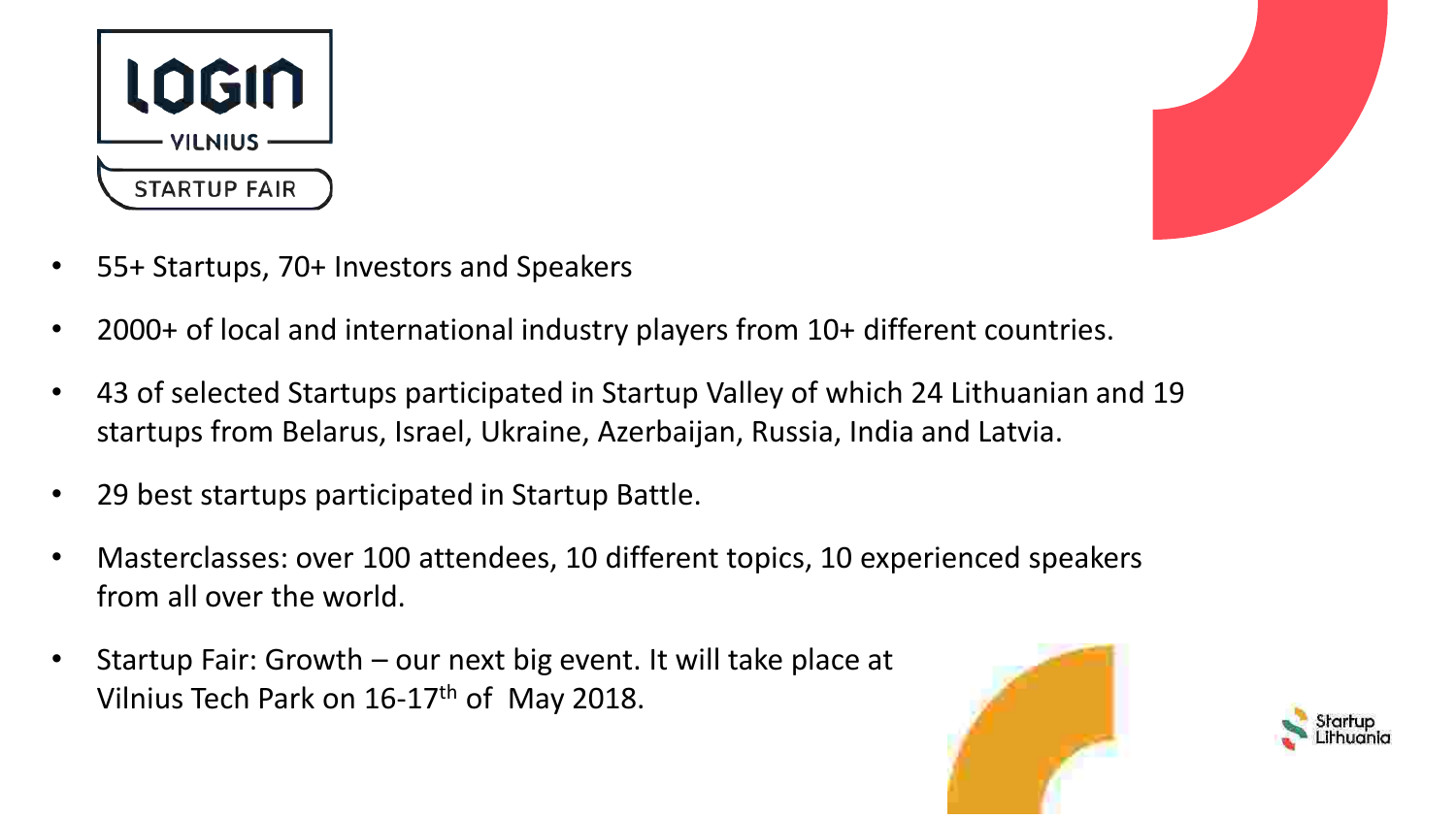LOGIN VILNIUS STARTUP FAIR

- 55+ Startups, 70+ Investors and Speakers
- 2000+ of local and international industry players from 10+ different countries.
- 43 of selected Startups participated in Startup Valley of which 24 Lithuanian and 19 startups from Belarus, Israel, Ukraine, Azerbaijan, Russia, India and Latvia.
- 29 best startups participated in Startup Battle.
- Masterclasses: over 100 attendees, 10 different topics, 10 experienced speakers from all over the world.
- Startup Fair: Growth – our next big event. It will take place at Vilnius Tech Park on 16-17th of May 2018.

Startup Lithuania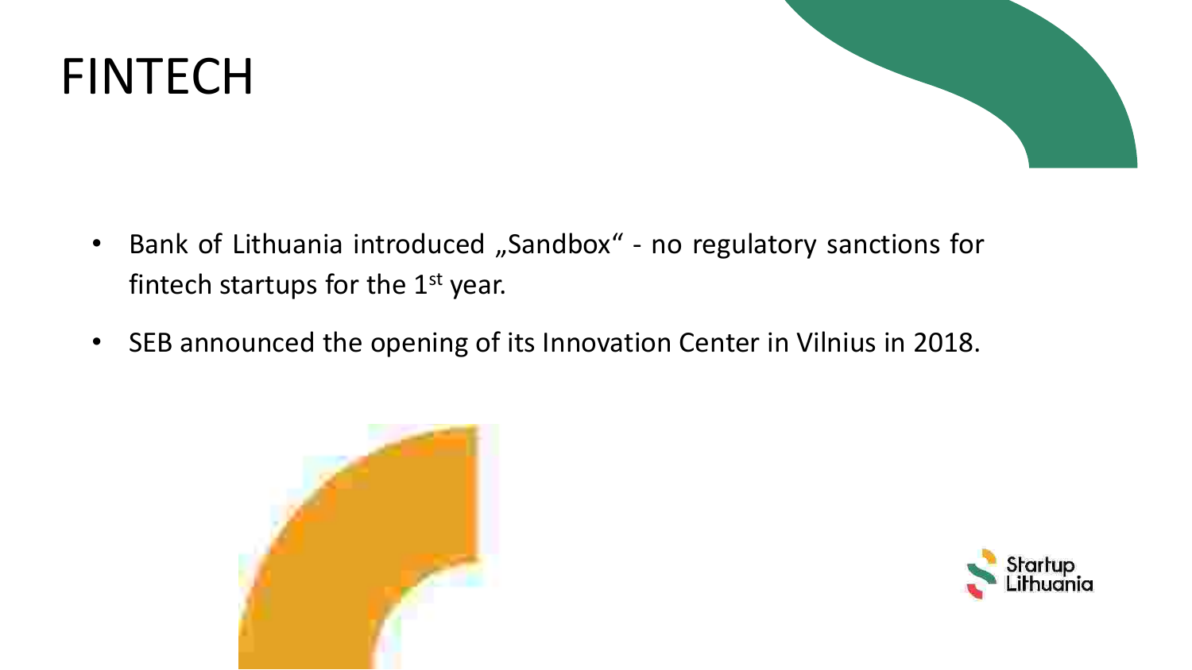# FINTECH

- Bank of Lithuania introduced „Sandbox" - no regulatory sanctions for fintech startups for the 1st year.
- SEB announced the opening of its Innovation Center in Vilnius in 2018.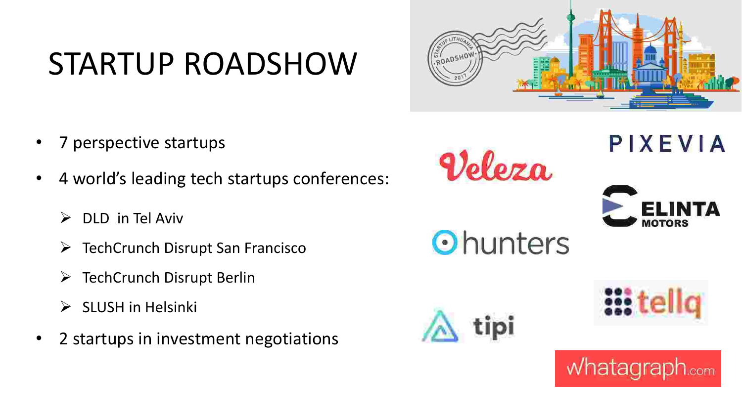# STARTUP ROADSHOW

- 7 perspective startups
- 4 world's leading tech startups conferences:
  - DLD in Tel Aviv
  - TechCrunch Disrupt San Francisco
  - TechCrunch Disrupt Berlin
  - SLUSH in Helsinki
- 2 startups in investment negotiations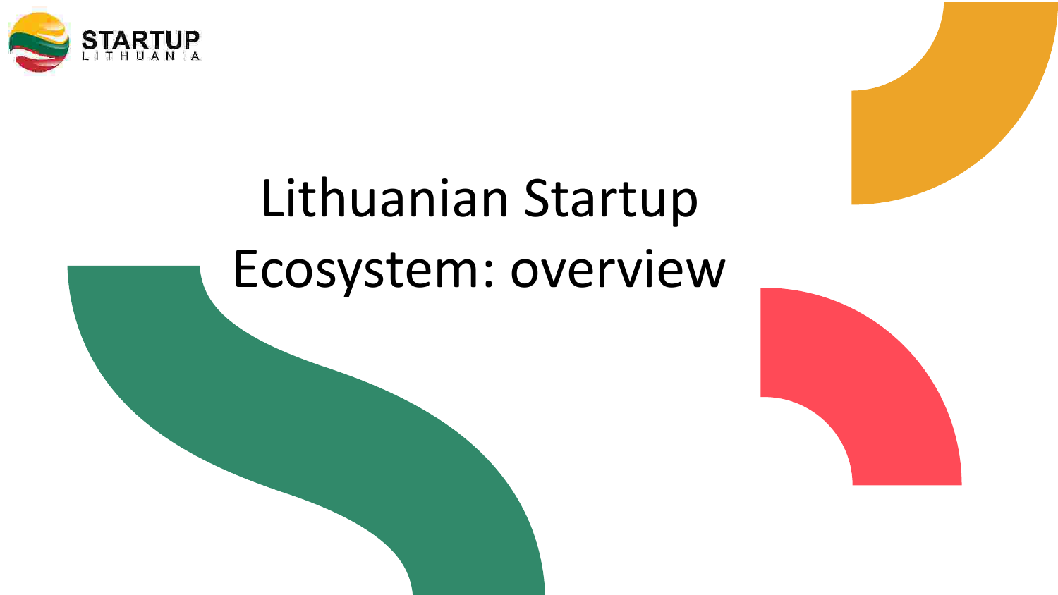STARTUP LITHUANIA

# Lithuanian Startup Ecosystem: overview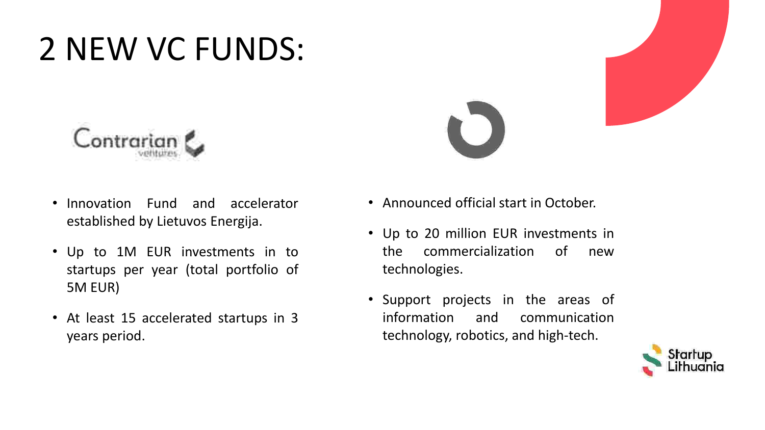# 2 NEW VC FUNDS:

Contrarian ventures

- Innovation Fund and accelerator established by Lietuvos Energija.
- Up to 1M EUR investments in to startups per year (total portfolio of 5M EUR)
- At least 15 accelerated startups in 3 years period.

- Announced official start in October.
- Up to 20 million EUR investments in the commercialization of new technologies.
- Support projects in the areas of information and communication technology, robotics, and high-tech.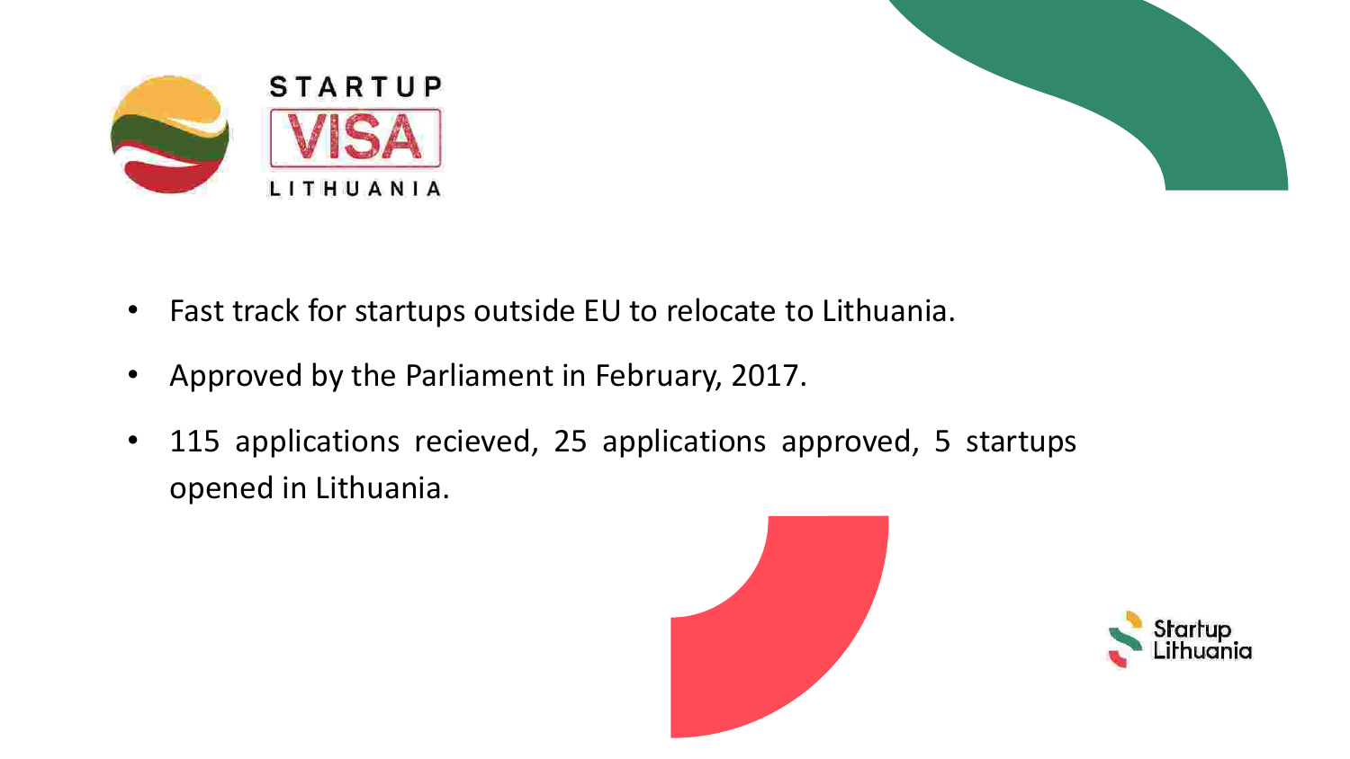STARTUP VISA LITHUANIA

- Fast track for startups outside EU to relocate to Lithuania.
- Approved by the Parliament in February, 2017.
- 115 applications recieved, 25 applications approved, 5 startups opened in Lithuania.

Startup Lithuania